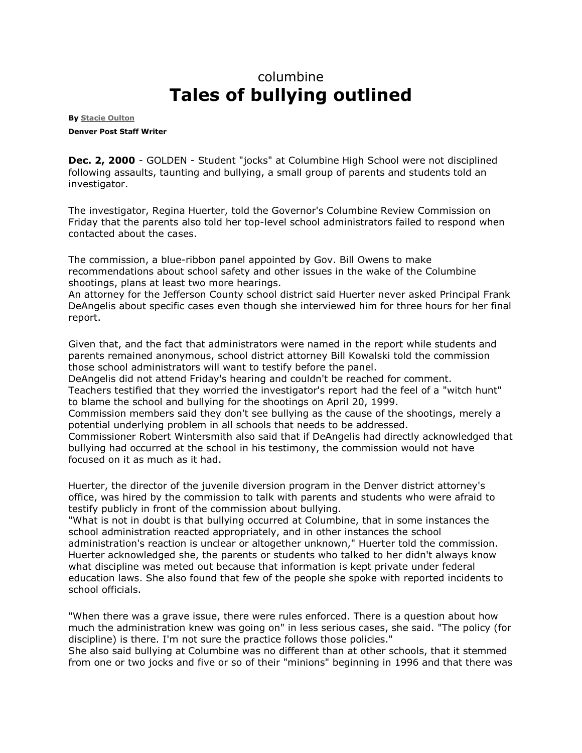columbine

# Tales of bullying outlined

**By Stacie Oulton**

**Denver Post Staff Writer**

**Dec. 2, 2000** - GOLDEN - Student "jocks" at Columbine High School were not disciplined following assaults, taunting and bullying, a small group of parents and students told an investigator.

The investigator, Regina Huerter, told the Governor's Columbine Review Commission on Friday that the parents also told her top-level school administrators failed to respond when contacted about the cases.

The commission, a blue-ribbon panel appointed by Gov. Bill Owens to make recommendations about school safety and other issues in the wake of the Columbine shootings, plans at least two more hearings.
An attorney for the Jefferson County school district said Huerter never asked Principal Frank DeAngelis about specific cases even though she interviewed him for three hours for her final report.

Given that, and the fact that administrators were named in the report while students and parents remained anonymous, school district attorney Bill Kowalski told the commission those school administrators will want to testify before the panel.
DeAngelis did not attend Friday's hearing and couldn't be reached for comment.
Teachers testified that they worried the investigator's report had the feel of a "witch hunt" to blame the school and bullying for the shootings on April 20, 1999.
Commission members said they don't see bullying as the cause of the shootings, merely a potential underlying problem in all schools that needs to be addressed.
Commissioner Robert Wintersmith also said that if DeAngelis had directly acknowledged that bullying had occurred at the school in his testimony, the commission would not have focused on it as much as it had.

Huerter, the director of the juvenile diversion program in the Denver district attorney's office, was hired by the commission to talk with parents and students who were afraid to testify publicly in front of the commission about bullying.
"What is not in doubt is that bullying occurred at Columbine, that in some instances the school administration reacted appropriately, and in other instances the school administration's reaction is unclear or altogether unknown," Huerter told the commission.
Huerter acknowledged she, the parents or students who talked to her didn't always know what discipline was meted out because that information is kept private under federal education laws. She also found that few of the people she spoke with reported incidents to school officials.

"When there was a grave issue, there were rules enforced. There is a question about how much the administration knew was going on" in less serious cases, she said. "The policy (for discipline) is there. I'm not sure the practice follows those policies."
She also said bullying at Columbine was no different than at other schools, that it stemmed from one or two jocks and five or so of their "minions" beginning in 1996 and that there was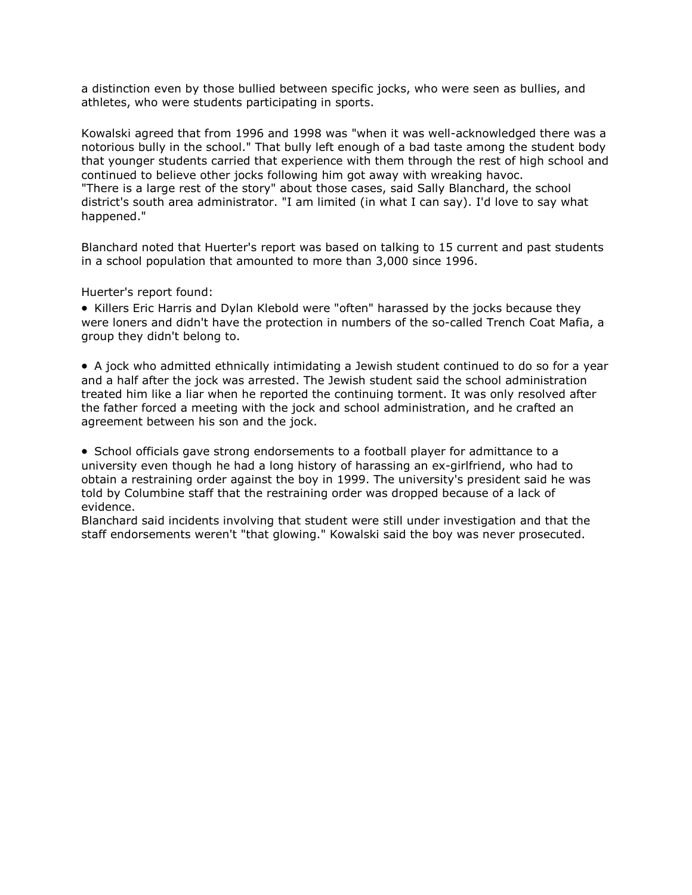a distinction even by those bullied between specific jocks, who were seen as bullies, and athletes, who were students participating in sports.

Kowalski agreed that from 1996 and 1998 was "when it was well-acknowledged there was a notorious bully in the school." That bully left enough of a bad taste among the student body that younger students carried that experience with them through the rest of high school and continued to believe other jocks following him got away with wreaking havoc.
"There is a large rest of the story" about those cases, said Sally Blanchard, the school district's south area administrator. "I am limited (in what I can say). I'd love to say what happened."

Blanchard noted that Huerter's report was based on talking to 15 current and past students in a school population that amounted to more than 3,000 since 1996.

Huerter's report found:

- Killers Eric Harris and Dylan Klebold were "often" harassed by the jocks because they were loners and didn't have the protection in numbers of the so-called Trench Coat Mafia, a group they didn't belong to.

- A jock who admitted ethnically intimidating a Jewish student continued to do so for a year and a half after the jock was arrested. The Jewish student said the school administration treated him like a liar when he reported the continuing torment. It was only resolved after the father forced a meeting with the jock and school administration, and he crafted an agreement between his son and the jock.

- School officials gave strong endorsements to a football player for admittance to a university even though he had a long history of harassing an ex-girlfriend, who had to obtain a restraining order against the boy in 1999. The university's president said he was told by Columbine staff that the restraining order was dropped because of a lack of evidence.

Blanchard said incidents involving that student were still under investigation and that the staff endorsements weren't "that glowing." Kowalski said the boy was never prosecuted.